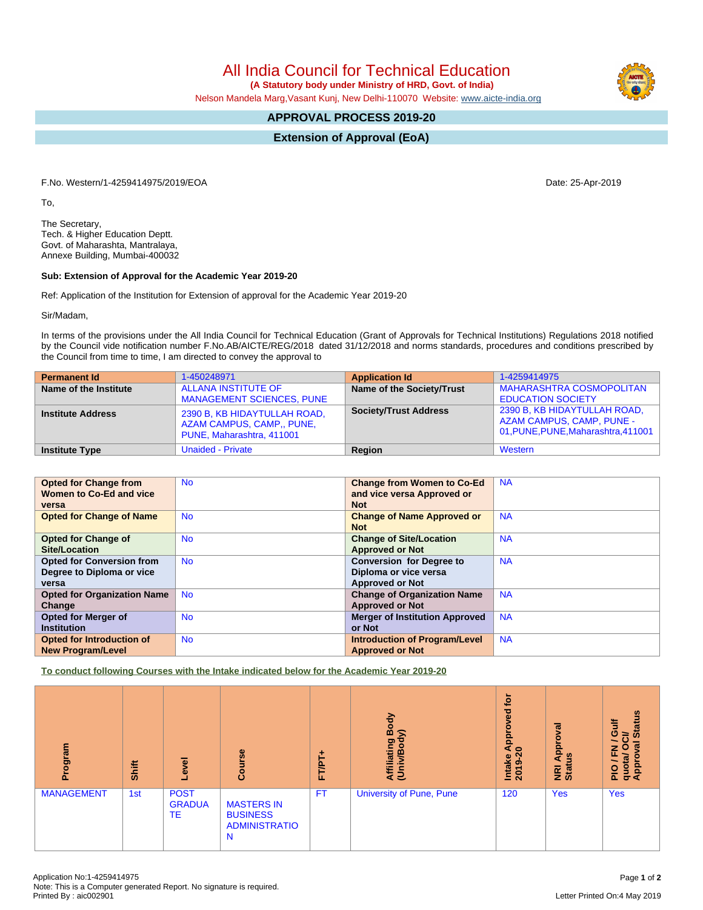# All India Council for Technical Education

**(A Statutory body under Ministry of HRD, Govt. of India)**

Nelson Mandela Marg,Vasant Kunj, New Delhi-110070 Website: www.aicte-india.org

## APPROVAL PROCESS 2019-20

## Extension of Approval (EoA)

F.No. Western/1-4259414975/2019/EOA

Date: 25-Apr-2019

To,

The Secretary,
Tech. & Higher Education Deptt.
Govt. of Maharashta, Mantralaya,
Annexe Building, Mumbai-400032

**Sub: Extension of Approval for the Academic Year 2019-20**

Ref: Application of the Institution for Extension of approval for the Academic Year 2019-20

Sir/Madam,

In terms of the provisions under the All India Council for Technical Education (Grant of Approvals for Technical Institutions) Regulations 2018 notified by the Council vide notification number F.No.AB/AICTE/REG/2018 dated 31/12/2018 and norms standards, procedures and conditions prescribed by the Council from time to time, I am directed to convey the approval to

| **Permanent Id** | 1-450248971 | **Application Id** | 1-4259414975 |
|---|---|---|---|
| **Name of the Institute** | ALLANA INSTITUTE OF MANAGEMENT SCIENCES, PUNE | **Name of the Society/Trust** | MAHARASHTRA COSMOPOLITAN EDUCATION SOCIETY |
| **Institute Address** | 2390 B, KB HIDAYTULLAH ROAD, AZAM CAMPUS, CAMP,, PUNE, PUNE, Maharashtra, 411001 | **Society/Trust Address** | 2390 B, KB HIDAYTULLAH ROAD, AZAM CAMPUS, CAMP, PUNE - 01,PUNE,PUNE,Maharashtra,411001 |
| **Institute Type** | Unaided - Private | **Region** | Western |

| **Opted for Change from Women to Co-Ed and vice versa** | No | **Change from Women to Co-Ed and vice versa Approved or Not** | NA |
|---|---|---|---|
| **Opted for Change of Name** | No | **Change of Name Approved or Not** | NA |
| **Opted for Change of Site/Location** | No | **Change of Site/Location Approved or Not** | NA |
| **Opted for Conversion from Degree to Diploma or vice versa** | No | **Conversion for Degree to Diploma or vice versa Approved or Not** | NA |
| **Opted for Organization Name Change** | No | **Change of Organization Name Approved or Not** | NA |
| **Opted for Merger of Institution** | No | **Merger of Institution Approved or Not** | NA |
| **Opted for Introduction of New Program/Level** | No | **Introduction of Program/Level Approved or Not** | NA |

**To conduct following Courses with the Intake indicated below for the Academic Year 2019-20**

| Program | Shift | Level | Course | FT/PT+ | Affiliating Body (Univ/Body) | Intake Approved for 2019-20 | NRI Approval Status | PIO / FN / Gulf quota/ OCI/ Approval Status |
|---|---|---|---|---|---|---|---|---|
| MANAGEMENT | 1st | POST GRADUATE | MASTERS IN BUSINESS ADMINISTRATION | FT | University of Pune, Pune | 120 | Yes | Yes |

Application No:1-4259414975
Note: This is a Computer generated Report. No signature is required.
Printed By : aic002901

Letter Printed On:4 May 2019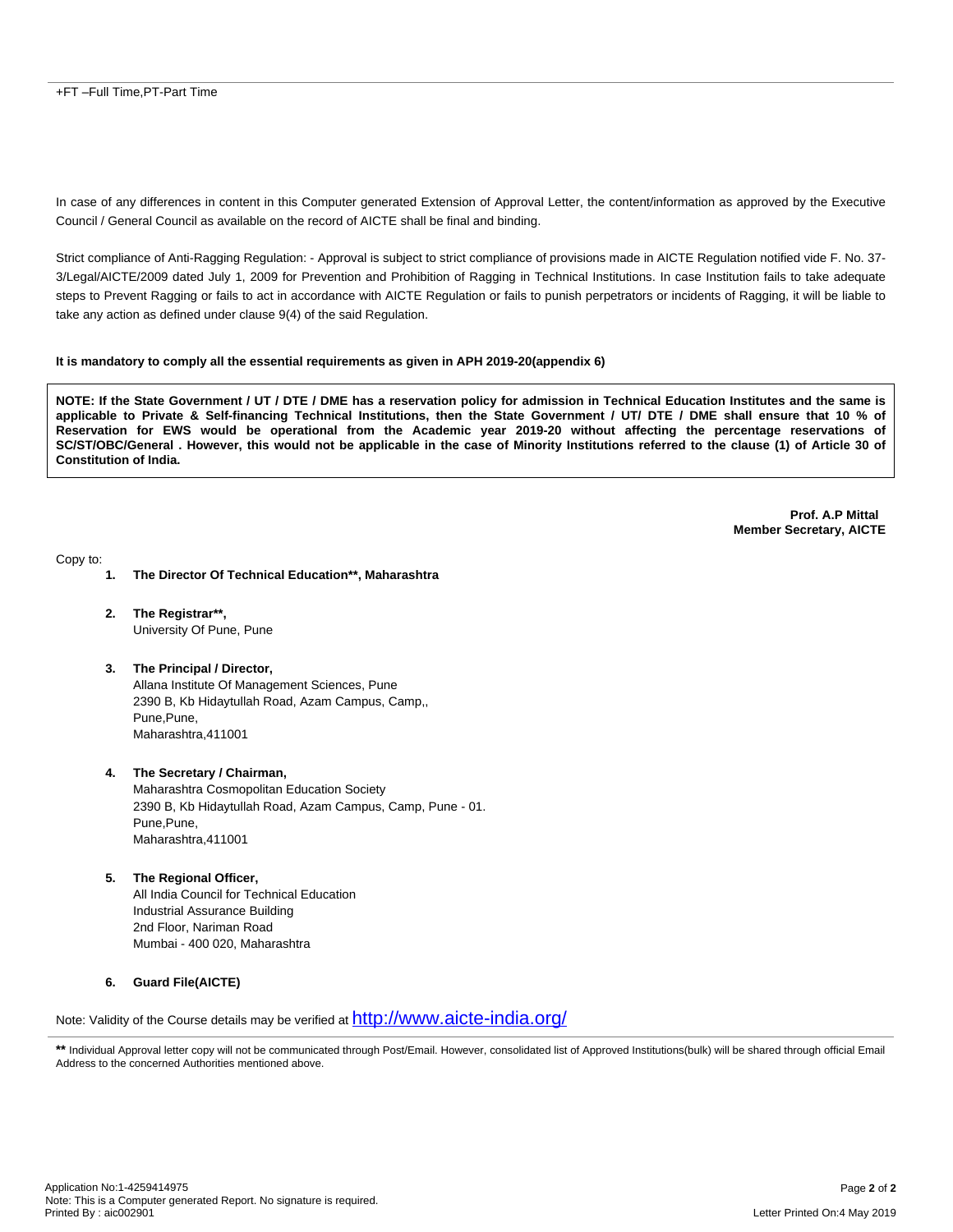+FT –Full Time,PT-Part Time

In case of any differences in content in this Computer generated Extension of Approval Letter, the content/information as approved by the Executive Council / General Council as available on the record of AICTE shall be final and binding.

Strict compliance of Anti-Ragging Regulation: - Approval is subject to strict compliance of provisions made in AICTE Regulation notified vide F. No. 37-3/Legal/AICTE/2009 dated July 1, 2009 for Prevention and Prohibition of Ragging in Technical Institutions. In case Institution fails to take adequate steps to Prevent Ragging or fails to act in accordance with AICTE Regulation or fails to punish perpetrators or incidents of Ragging, it will be liable to take any action as defined under clause 9(4) of the said Regulation.

**It is mandatory to comply all the essential requirements as given in APH 2019-20(appendix 6)**

**NOTE: If the State Government / UT / DTE / DME has a reservation policy for admission in Technical Education Institutes and the same is applicable to Private & Self-financing Technical Institutions, then the State Government / UT/ DTE / DME shall ensure that 10 % of Reservation for EWS would be operational from the Academic year 2019-20 without affecting the percentage reservations of SC/ST/OBC/General . However, this would not be applicable in the case of Minority Institutions referred to the clause (1) of Article 30 of Constitution of India.**

**Prof. A.P Mittal**
**Member Secretary, AICTE**

Copy to:

1. **The Director Of Technical Education**\*\*, Maharashtra**

2. **The Registrar**\*\*,**
   University Of Pune, Pune

3. **The Principal / Director,**
   Allana Institute Of Management Sciences, Pune
   2390 B, Kb Hidaytullah Road, Azam Campus, Camp,,
   Pune,Pune,
   Maharashtra,411001

4. **The Secretary / Chairman,**
   Maharashtra Cosmopolitan Education Society
   2390 B, Kb Hidaytullah Road, Azam Campus, Camp, Pune - 01.
   Pune,Pune,
   Maharashtra,411001

5. **The Regional Officer,**
   All India Council for Technical Education
   Industrial Assurance Building
   2nd Floor, Nariman Road
   Mumbai - 400 020, Maharashtra

6. **Guard File(AICTE)**

Note: Validity of the Course details may be verified at http://www.aicte-india.org/

**\*\*** Individual Approval letter copy will not be communicated through Post/Email. However, consolidated list of Approved Institutions(bulk) will be shared through official Email Address to the concerned Authorities mentioned above.

Application No:1-4259414975
Note: This is a Computer generated Report. No signature is required.
Printed By : aic002901

Letter Printed On:4 May 2019